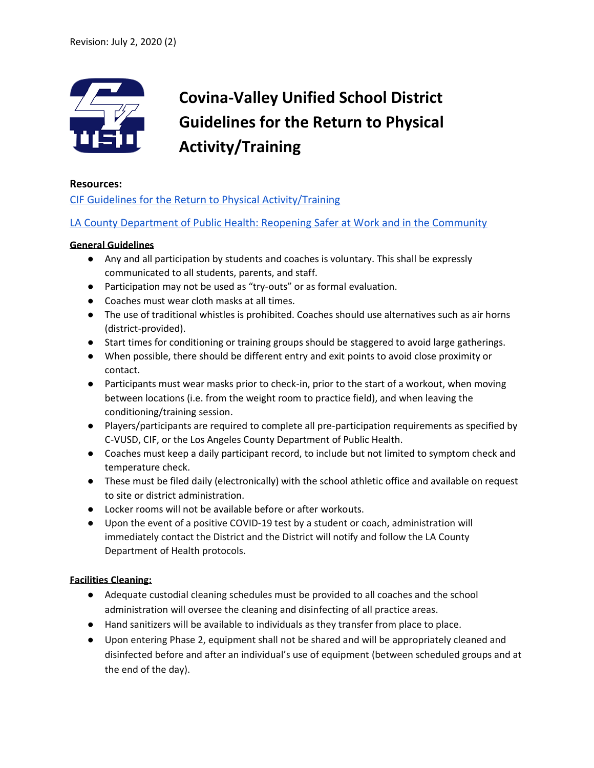Revision: July 2, 2020 (2)

# Covina-Valley Unified School District Guidelines for the Return to Physical Activity/Training

**Resources:**

CIF Guidelines for the Return to Physical Activity/Training

LA County Department of Public Health: Reopening Safer at Work and in the Community

**General Guidelines**

- Any and all participation by students and coaches is voluntary. This shall be expressly communicated to all students, parents, and staff.
- Participation may not be used as "try-outs" or as formal evaluation.
- Coaches must wear cloth masks at all times.
- The use of traditional whistles is prohibited. Coaches should use alternatives such as air horns (district-provided).
- Start times for conditioning or training groups should be staggered to avoid large gatherings.
- When possible, there should be different entry and exit points to avoid close proximity or contact.
- Participants must wear masks prior to check-in, prior to the start of a workout, when moving between locations (i.e. from the weight room to practice field), and when leaving the conditioning/training session.
- Players/participants are required to complete all pre-participation requirements as specified by C-VUSD, CIF, or the Los Angeles County Department of Public Health.
- Coaches must keep a daily participant record, to include but not limited to symptom check and temperature check.
- These must be filed daily (electronically) with the school athletic office and available on request to site or district administration.
- Locker rooms will not be available before or after workouts.
- Upon the event of a positive COVID-19 test by a student or coach, administration will immediately contact the District and the District will notify and follow the LA County Department of Health protocols.

**Facilities Cleaning:**

- Adequate custodial cleaning schedules must be provided to all coaches and the school administration will oversee the cleaning and disinfecting of all practice areas.
- Hand sanitizers will be available to individuals as they transfer from place to place.
- Upon entering Phase 2, equipment shall not be shared and will be appropriately cleaned and disinfected before and after an individual's use of equipment (between scheduled groups and at the end of the day).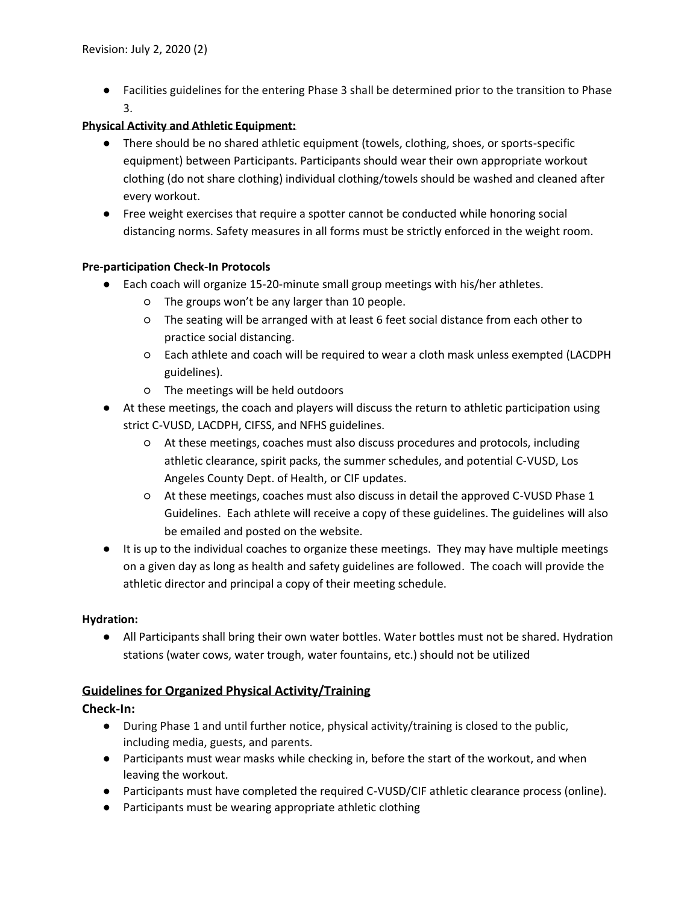- Facilities guidelines for the entering Phase 3 shall be determined prior to the transition to Phase 3.

**Physical Activity and Athletic Equipment:**

- There should be no shared athletic equipment (towels, clothing, shoes, or sports-specific equipment) between Participants. Participants should wear their own appropriate workout clothing (do not share clothing) individual clothing/towels should be washed and cleaned after every workout.
- Free weight exercises that require a spotter cannot be conducted while honoring social distancing norms. Safety measures in all forms must be strictly enforced in the weight room.

**Pre-participation Check-In Protocols**

- Each coach will organize 15-20-minute small group meetings with his/her athletes.
  - The groups won't be any larger than 10 people.
  - The seating will be arranged with at least 6 feet social distance from each other to practice social distancing.
  - Each athlete and coach will be required to wear a cloth mask unless exempted (LACDPH guidelines).
  - The meetings will be held outdoors
- At these meetings, the coach and players will discuss the return to athletic participation using strict C-VUSD, LACDPH, CIFSS, and NFHS guidelines.
  - At these meetings, coaches must also discuss procedures and protocols, including athletic clearance, spirit packs, the summer schedules, and potential C-VUSD, Los Angeles County Dept. of Health, or CIF updates.
  - At these meetings, coaches must also discuss in detail the approved C-VUSD Phase 1 Guidelines. Each athlete will receive a copy of these guidelines. The guidelines will also be emailed and posted on the website.
- It is up to the individual coaches to organize these meetings. They may have multiple meetings on a given day as long as health and safety guidelines are followed. The coach will provide the athletic director and principal a copy of their meeting schedule.

**Hydration:**

- All Participants shall bring their own water bottles. Water bottles must not be shared. Hydration stations (water cows, water trough, water fountains, etc.) should not be utilized

## Guidelines for Organized Physical Activity/Training

### Check-In:

- During Phase 1 and until further notice, physical activity/training is closed to the public, including media, guests, and parents.
- Participants must wear masks while checking in, before the start of the workout, and when leaving the workout.
- Participants must have completed the required C-VUSD/CIF athletic clearance process (online).
- Participants must be wearing appropriate athletic clothing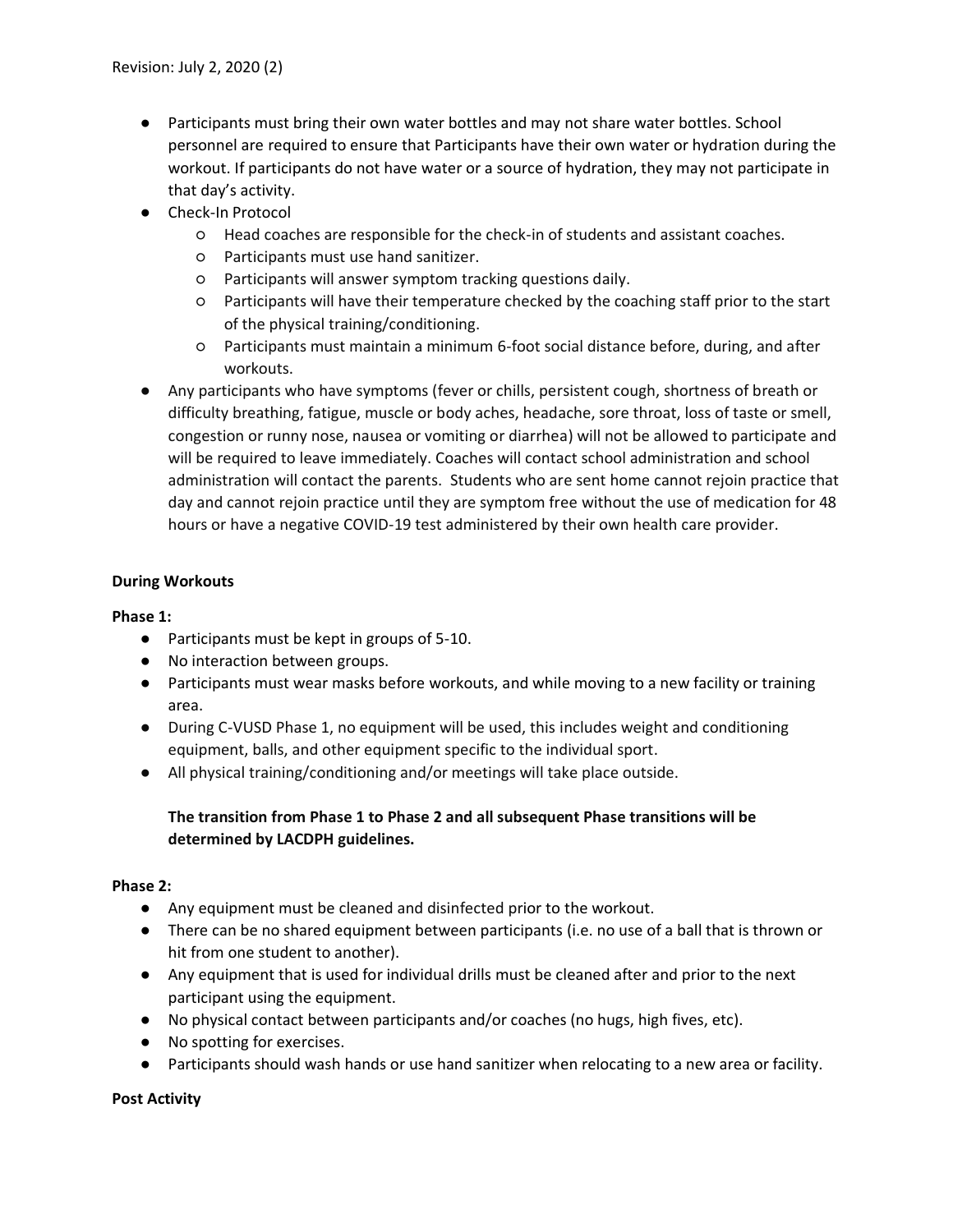- Participants must bring their own water bottles and may not share water bottles. School personnel are required to ensure that Participants have their own water or hydration during the workout. If participants do not have water or a source of hydration, they may not participate in that day's activity.
- Check-In Protocol
  - Head coaches are responsible for the check-in of students and assistant coaches.
  - Participants must use hand sanitizer.
  - Participants will answer symptom tracking questions daily.
  - Participants will have their temperature checked by the coaching staff prior to the start of the physical training/conditioning.
  - Participants must maintain a minimum 6-foot social distance before, during, and after workouts.
- Any participants who have symptoms (fever or chills, persistent cough, shortness of breath or difficulty breathing, fatigue, muscle or body aches, headache, sore throat, loss of taste or smell, congestion or runny nose, nausea or vomiting or diarrhea) will not be allowed to participate and will be required to leave immediately. Coaches will contact school administration and school administration will contact the parents. Students who are sent home cannot rejoin practice that day and cannot rejoin practice until they are symptom free without the use of medication for 48 hours or have a negative COVID-19 test administered by their own health care provider.

**During Workouts**

**Phase 1:**

- Participants must be kept in groups of 5-10.
- No interaction between groups.
- Participants must wear masks before workouts, and while moving to a new facility or training area.
- During C-VUSD Phase 1, no equipment will be used, this includes weight and conditioning equipment, balls, and other equipment specific to the individual sport.
- All physical training/conditioning and/or meetings will take place outside.

**The transition from Phase 1 to Phase 2 and all subsequent Phase transitions will be determined by LACDPH guidelines.**

**Phase 2:**

- Any equipment must be cleaned and disinfected prior to the workout.
- There can be no shared equipment between participants (i.e. no use of a ball that is thrown or hit from one student to another).
- Any equipment that is used for individual drills must be cleaned after and prior to the next participant using the equipment.
- No physical contact between participants and/or coaches (no hugs, high fives, etc).
- No spotting for exercises.
- Participants should wash hands or use hand sanitizer when relocating to a new area or facility.

**Post Activity**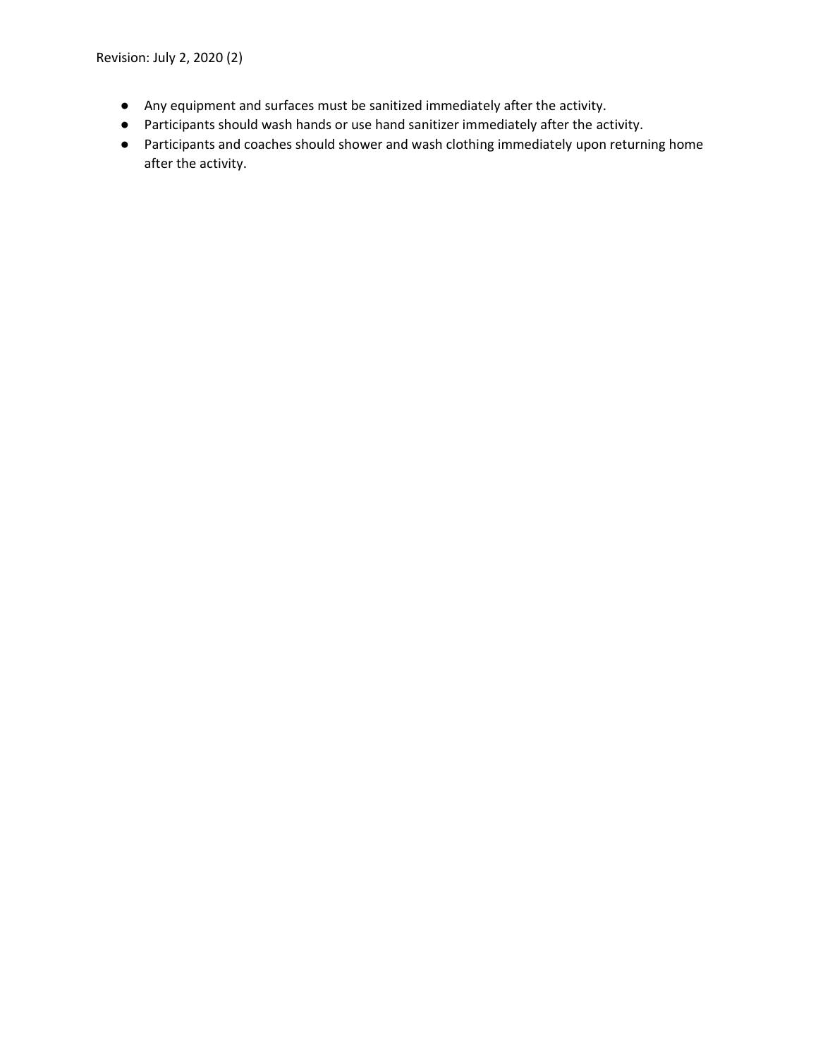- Any equipment and surfaces must be sanitized immediately after the activity.
- Participants should wash hands or use hand sanitizer immediately after the activity.
- Participants and coaches should shower and wash clothing immediately upon returning home after the activity.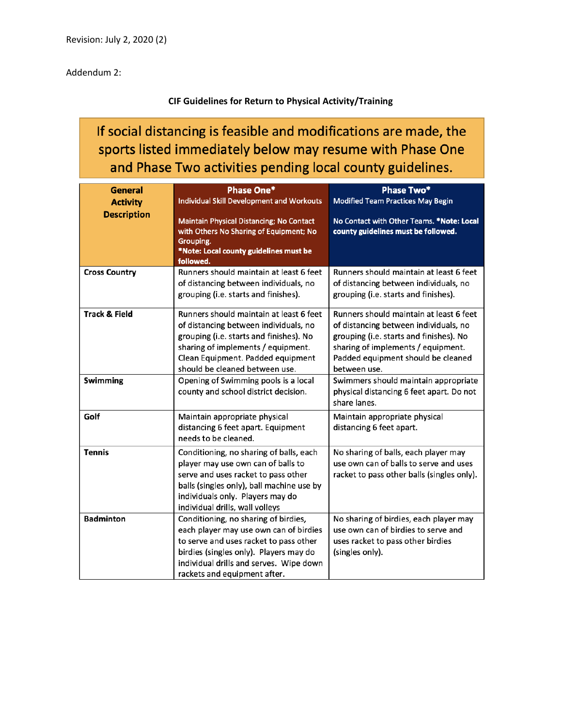Revision: July 2, 2020 (2)

Addendum 2:

**CIF Guidelines for Return to Physical Activity/Training**

**If social distancing is feasible and modifications are made, the sports listed immediately below may resume with Phase One and Phase Two activities pending local county guidelines.**

| **General Activity Description** | **Phase One*** Individual Skill Development and Workouts<br><br>Maintain Physical Distancing; No Contact with Others No Sharing of Equipment; No Grouping.<br>***Note: Local county guidelines must be followed.** | **Phase Two*** Modified Team Practices May Begin<br><br>No Contact with Other Teams. ***Note: Local county guidelines must be followed.** |
|---|---|---|
| **Cross Country** | Runners should maintain at least 6 feet of distancing between individuals, no grouping (i.e. starts and finishes). | Runners should maintain at least 6 feet of distancing between individuals, no grouping (i.e. starts and finishes). |
| **Track & Field** | Runners should maintain at least 6 feet of distancing between individuals, no grouping (i.e. starts and finishes). No sharing of implements / equipment. Clean Equipment. Padded equipment should be cleaned between use. | Runners should maintain at least 6 feet of distancing between individuals, no grouping (i.e. starts and finishes). No sharing of implements / equipment. Padded equipment should be cleaned between use. |
| **Swimming** | Opening of Swimming pools is a local county and school district decision. | Swimmers should maintain appropriate physical distancing 6 feet apart. Do not share lanes. |
| **Golf** | Maintain appropriate physical distancing 6 feet apart. Equipment needs to be cleaned. | Maintain appropriate physical distancing 6 feet apart. |
| **Tennis** | Conditioning, no sharing of balls, each player may use own can of balls to serve and uses racket to pass other balls (singles only), ball machine use by individuals only. Players may do individual drills, wall volleys | No sharing of balls, each player may use own can of balls to serve and uses racket to pass other balls (singles only). |
| **Badminton** | Conditioning, no sharing of birdies, each player may use own can of birdies to serve and uses racket to pass other birdies (singles only). Players may do individual drills and serves. Wipe down rackets and equipment after. | No sharing of birdies, each player may use own can of birdies to serve and uses racket to pass other birdies (singles only). |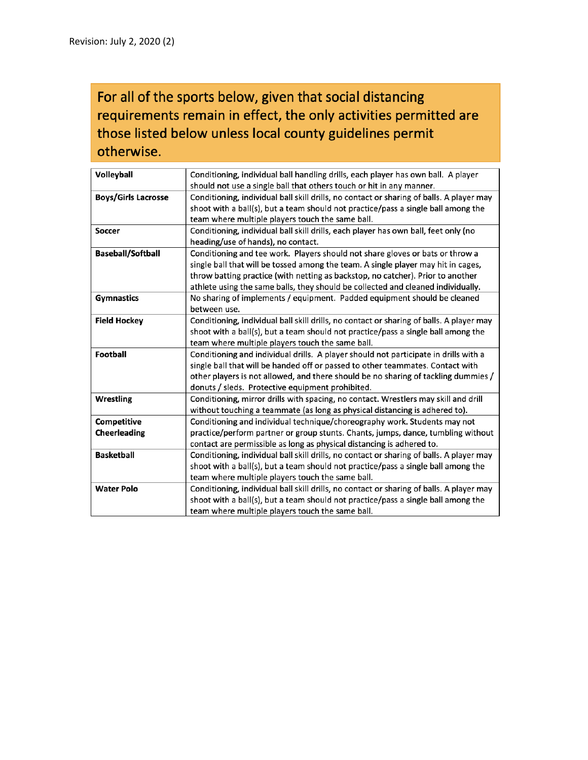Revision: July 2, 2020 (2)

## For all of the sports below, given that social distancing requirements remain in effect, the only activities permitted are those listed below unless local county guidelines permit otherwise.

| | |
|---|---|
| **Volleyball** | Conditioning, individual ball handling drills, each player has own ball. A player should not use a single ball that others touch or hit in any manner. |
| **Boys/Girls Lacrosse** | Conditioning, individual ball skill drills, no contact or sharing of balls. A player may shoot with a ball(s), but a team should not practice/pass a single ball among the team where multiple players touch the same ball. |
| **Soccer** | Conditioning, individual ball skill drills, each player has own ball, feet only (no heading/use of hands), no contact. |
| **Baseball/Softball** | Conditioning and tee work. Players should not share gloves or bats or throw a single ball that will be tossed among the team. A single player may hit in cages, throw batting practice (with netting as backstop, no catcher). Prior to another athlete using the same balls, they should be collected and cleaned individually. |
| **Gymnastics** | No sharing of implements / equipment. Padded equipment should be cleaned between use. |
| **Field Hockey** | Conditioning, individual ball skill drills, no contact or sharing of balls. A player may shoot with a ball(s), but a team should not practice/pass a single ball among the team where multiple players touch the same ball. |
| **Football** | Conditioning and individual drills. A player should not participate in drills with a single ball that will be handed off or passed to other teammates. Contact with other players is not allowed, and there should be no sharing of tackling dummies / donuts / sleds. Protective equipment prohibited. |
| **Wrestling** | Conditioning, mirror drills with spacing, no contact. Wrestlers may skill and drill without touching a teammate (as long as physical distancing is adhered to). |
| **Competitive Cheerleading** | Conditioning and individual technique/choreography work. Students may not practice/perform partner or group stunts. Chants, jumps, dance, tumbling without contact are permissible as long as physical distancing is adhered to. |
| **Basketball** | Conditioning, individual ball skill drills, no contact or sharing of balls. A player may shoot with a ball(s), but a team should not practice/pass a single ball among the team where multiple players touch the same ball. |
| **Water Polo** | Conditioning, individual ball skill drills, no contact or sharing of balls. A player may shoot with a ball(s), but a team should not practice/pass a single ball among the team where multiple players touch the same ball. |